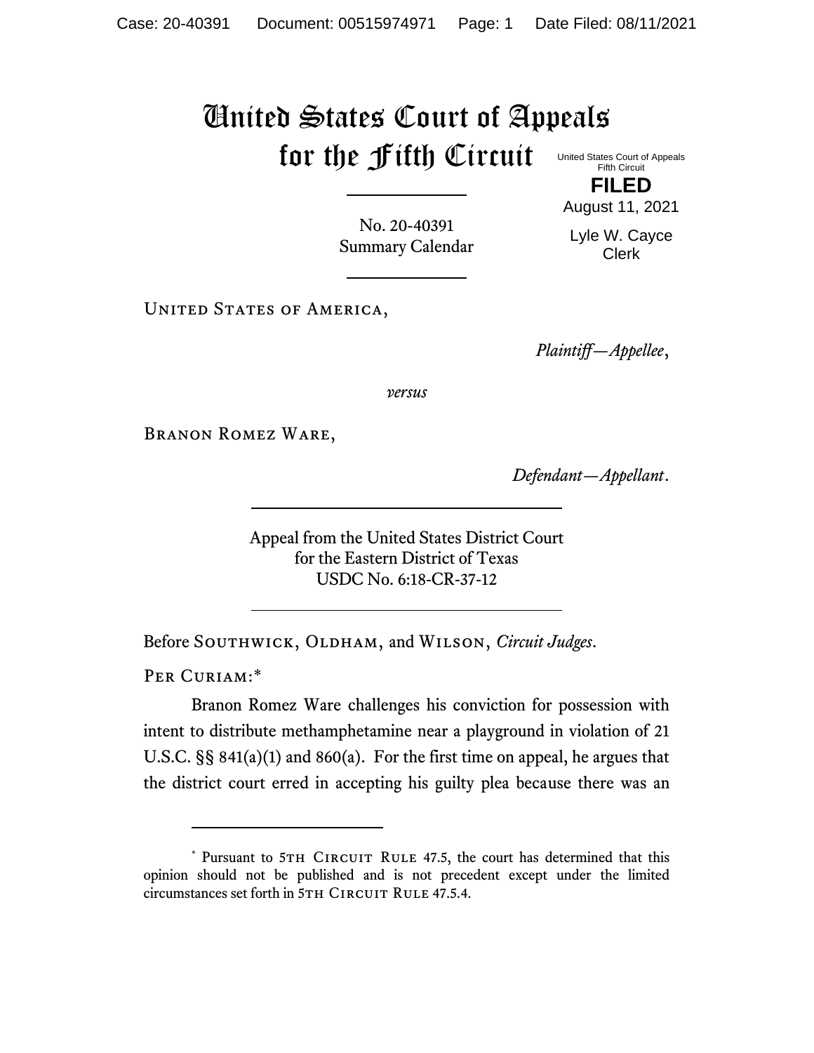# United States Court of Appeals for the Fifth Circuit

United States Court of Appeals
Fifth Circuit

**FILED**

August 11, 2021

Lyle W. Cayce
Clerk

No. 20-40391
Summary Calendar

---

United States of America,

*Plaintiff—Appellee*,

*versus*

Branon Romez Ware,

*Defendant—Appellant*.

---

Appeal from the United States District Court
for the Eastern District of Texas
USDC No. 6:18-CR-37-12

---

Before Southwick, Oldham, and Wilson, *Circuit Judges*.

Per Curiam:*

Branon Romez Ware challenges his conviction for possession with intent to distribute methamphetamine near a playground in violation of 21 U.S.C. §§ 841(a)(1) and 860(a). For the first time on appeal, he argues that the district court erred in accepting his guilty plea because there was an

---

\* Pursuant to 5th Circuit Rule 47.5, the court has determined that this opinion should not be published and is not precedent except under the limited circumstances set forth in 5th Circuit Rule 47.5.4.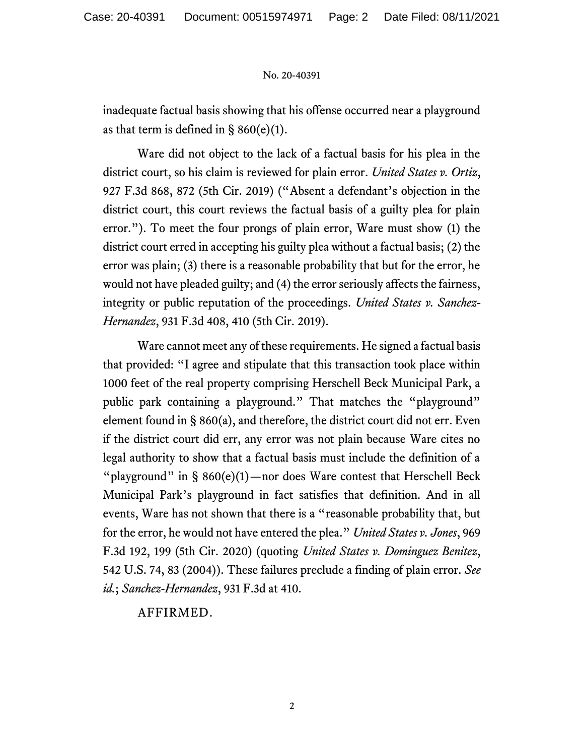inadequate factual basis showing that his offense occurred near a playground as that term is defined in § 860(e)(1).

Ware did not object to the lack of a factual basis for his plea in the district court, so his claim is reviewed for plain error. *United States v. Ortiz*, 927 F.3d 868, 872 (5th Cir. 2019) ("Absent a defendant's objection in the district court, this court reviews the factual basis of a guilty plea for plain error."). To meet the four prongs of plain error, Ware must show (1) the district court erred in accepting his guilty plea without a factual basis; (2) the error was plain; (3) there is a reasonable probability that but for the error, he would not have pleaded guilty; and (4) the error seriously affects the fairness, integrity or public reputation of the proceedings. *United States v. Sanchez-Hernandez*, 931 F.3d 408, 410 (5th Cir. 2019).

Ware cannot meet any of these requirements. He signed a factual basis that provided: "I agree and stipulate that this transaction took place within 1000 feet of the real property comprising Herschell Beck Municipal Park, a public park containing a playground." That matches the "playground" element found in § 860(a), and therefore, the district court did not err. Even if the district court did err, any error was not plain because Ware cites no legal authority to show that a factual basis must include the definition of a "playground" in § 860(e)(1)—nor does Ware contest that Herschell Beck Municipal Park's playground in fact satisfies that definition. And in all events, Ware has not shown that there is a "reasonable probability that, but for the error, he would not have entered the plea." *United States v. Jones*, 969 F.3d 192, 199 (5th Cir. 2020) (quoting *United States v. Dominguez Benitez*, 542 U.S. 74, 83 (2004)). These failures preclude a finding of plain error. *See id.*; *Sanchez-Hernandez*, 931 F.3d at 410.

AFFIRMED.